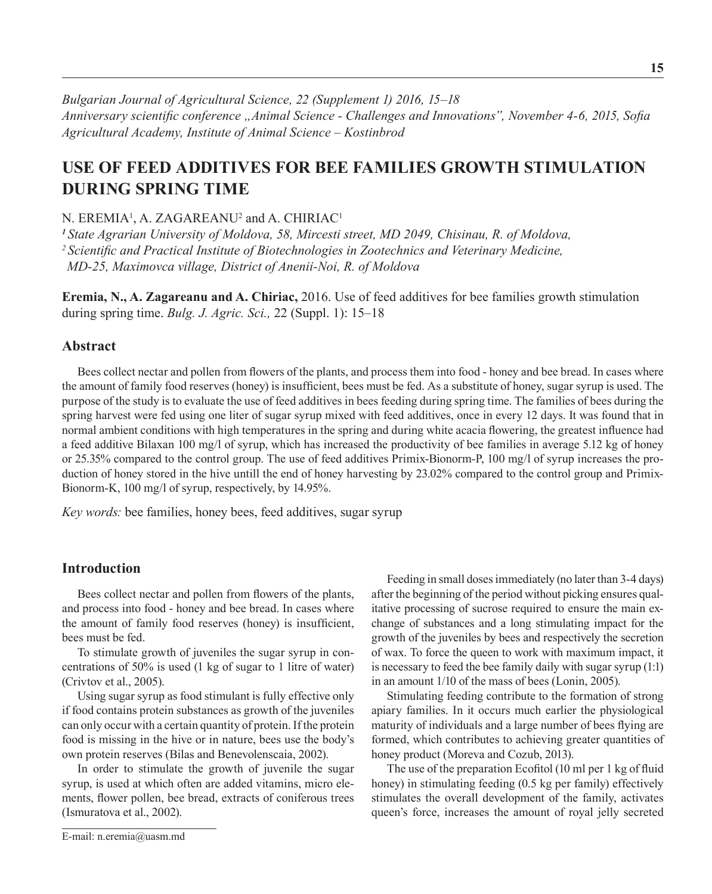# USE OF FEED ADDITIVES FOR BEE FAMILIES GROWTH STIMULATION DURING SPRING TIME

N. EREMIA[1], A. ZAGAREANU[2] and A. CHIRIAC[1]

*[1] State Agrarian University of Moldova, 58, Mircesti street, MD 2049, Chisinau, R. of Moldova,*
*[2] Scientific and Practical Institute of Biotechnologies in Zootechnics and Veterinary Medicine, MD-25, Maximovca village, District of Anenii-Noi, R. of Moldova*

**Eremia, N., A. Zagareanu and A. Chiriac,** 2016. Use of feed additives for bee families growth stimulation during spring time. *Bulg. J. Agric. Sci.,* 22 (Suppl. 1): 15–18

## Abstract

Bees collect nectar and pollen from flowers of the plants, and process them into food - honey and bee bread. In cases where the amount of family food reserves (honey) is insufficient, bees must be fed. As a substitute of honey, sugar syrup is used. The purpose of the study is to evaluate the use of feed additives in bees feeding during spring time. The families of bees during the spring harvest were fed using one liter of sugar syrup mixed with feed additives, once in every 12 days. It was found that in normal ambient conditions with high temperatures in the spring and during white acacia flowering, the greatest influence had a feed additive Bilaxan 100 mg/l of syrup, which has increased the productivity of bee families in average 5.12 kg of honey or 25.35% compared to the control group. The use of feed additives Primix-Bionorm-P, 100 mg/l of syrup increases the production of honey stored in the hive untill the end of honey harvesting by 23.02% compared to the control group and Primix-Bionorm-K, 100 mg/l of syrup, respectively, by 14.95%.

*Key words:* bee families, honey bees, feed additives, sugar syrup

## Introduction

Bees collect nectar and pollen from flowers of the plants, and process into food - honey and bee bread. In cases where the amount of family food reserves (honey) is insufficient, bees must be fed.

To stimulate growth of juveniles the sugar syrup in concentrations of 50% is used (1 kg of sugar to 1 litre of water) (Crivtov et al., 2005).

Using sugar syrup as food stimulant is fully effective only if food contains protein substances as growth of the juveniles can only occur with a certain quantity of protein. If the protein food is missing in the hive or in nature, bees use the body's own protein reserves (Bilas and Benevolenscaia, 2002).

In order to stimulate the growth of juvenile the sugar syrup, is used at which often are added vitamins, micro elements, flower pollen, bee bread, extracts of coniferous trees (Ismuratova et al., 2002).

Feeding in small doses immediately (no later than 3-4 days) after the beginning of the period without picking ensures qualitative processing of sucrose required to ensure the main exchange of substances and a long stimulating impact for the growth of the juveniles by bees and respectively the secretion of wax. To force the queen to work with maximum impact, it is necessary to feed the bee family daily with sugar syrup (1:1) in an amount 1/10 of the mass of bees (Lonin, 2005).

Stimulating feeding contribute to the formation of strong apiary families. In it occurs much earlier the physiological maturity of individuals and a large number of bees flying are formed, which contributes to achieving greater quantities of honey product (Moreva and Cozub, 2013).

The use of the preparation Ecofitol (10 ml per 1 kg of fluid honey) in stimulating feeding (0.5 kg per family) effectively stimulates the overall development of the family, activates queen's force, increases the amount of royal jelly secreted

E-mail: n.eremia@uasm.md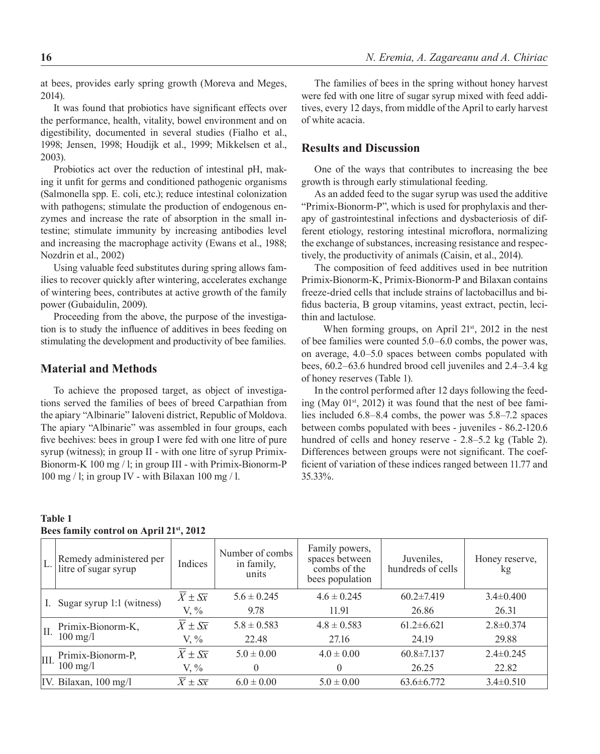at bees, provides early spring growth (Moreva and Meges, 2014).

It was found that probiotics have significant effects over the performance, health, vitality, bowel environment and on digestibility, documented in several studies (Fialho et al., 1998; Jensen, 1998; Houdijk et al., 1999; Mikkelsen et al., 2003).

Probiotics act over the reduction of intestinal pH, making it unfit for germs and conditioned pathogenic organisms (Salmonella spp. E. coli, etc.); reduce intestinal colonization with pathogens; stimulate the production of endogenous enzymes and increase the rate of absorption in the small intestine; stimulate immunity by increasing antibodies level and increasing the macrophage activity (Ewans et al., 1988; Nozdrin et al., 2002)

Using valuable feed substitutes during spring allows families to recover quickly after wintering, accelerates exchange of wintering bees, contributes at active growth of the family power (Gubaidulin, 2009).

Proceeding from the above, the purpose of the investigation is to study the influence of additives in bees feeding on stimulating the development and productivity of bee families.

## Material and Methods

To achieve the proposed target, as object of investigations served the families of bees of breed Carpathian from the apiary "Albinarie" Ialoveni district, Republic of Moldova. The apiary "Albinarie" was assembled in four groups, each five beehives: bees in group I were fed with one litre of pure syrup (witness); in group II - with one litre of syrup Primix-Bionorm-K 100 mg / l; in group III - with Primix-Bionorm-P 100 mg / l; in group IV - with Bilaxan 100 mg / l.

The families of bees in the spring without honey harvest were fed with one litre of sugar syrup mixed with feed additives, every 12 days, from middle of the April to early harvest of white acacia.

## Results and Discussion

One of the ways that contributes to increasing the bee growth is through early stimulational feeding.

As an added feed to the sugar syrup was used the additive "Primix-Bionorm-P", which is used for prophylaxis and therapy of gastrointestinal infections and dysbacteriosis of different etiology, restoring intestinal microflora, normalizing the exchange of substances, increasing resistance and respectively, the productivity of animals (Caisin, et al., 2014).

The composition of feed additives used in bee nutrition Primix-Bionorm-K, Primix-Bionorm-P and Bilaxan contains freeze-dried cells that include strains of lactobacillus and bifidus bacteria, B group vitamins, yeast extract, pectin, lecithin and lactulose.

When forming groups, on April 21st, 2012 in the nest of bee families were counted 5.0–6.0 combs, the power was, on average, 4.0–5.0 spaces between combs populated with bees, 60.2–63.6 hundred brood cell juveniles and 2.4–3.4 kg of honey reserves (Table 1).

In the control performed after 12 days following the feeding (May 01st, 2012) it was found that the nest of bee families included 6.8–8.4 combs, the power was 5.8–7.2 spaces between combs populated with bees - juveniles - 86.2-120.6 hundred of cells and honey reserve - 2.8–5.2 kg (Table 2). Differences between groups were not significant. The coefficient of variation of these indices ranged between 11.77 and 35.33%.

**Table 1**
**Bees family control on April 21st, 2012**

| L. | Remedy administered per litre of sugar syrup | Indices | Number of combs in family, units | Family powers, spaces between combs of the bees population | Juveniles, hundreds of cells | Honey reserve, kg |
|---|---|---|---|---|---|---|
| I. | Sugar syrup 1:1 (witness) | $\overline{X} \pm S\overline{x}$ | 5.6 ± 0.245 | 4.6 ± 0.245 | 60.2±7.419 | 3.4±0.400 |
| | | V, % | 9.78 | 11.91 | 26.86 | 26.31 |
| II. | Primix-Bionorm-K, 100 mg/l | $\overline{X} \pm S\overline{x}$ | 5.8 ± 0.583 | 4.8 ± 0.583 | 61.2±6.621 | 2.8±0.374 |
| | | V, % | 22.48 | 27.16 | 24.19 | 29.88 |
| III. | Primix-Bionorm-P, 100 mg/l | $\overline{X} \pm S\overline{x}$ | 5.0 ± 0.00 | 4.0 ± 0.00 | 60.8±7.137 | 2.4±0.245 |
| | | V, % | 0 | 0 | 26.25 | 22.82 |
| IV. | Bilaxan, 100 mg/l | $\overline{X} \pm S\overline{x}$ | 6.0 ± 0.00 | 5.0 ± 0.00 | 63.6±6.772 | 3.4±0.510 |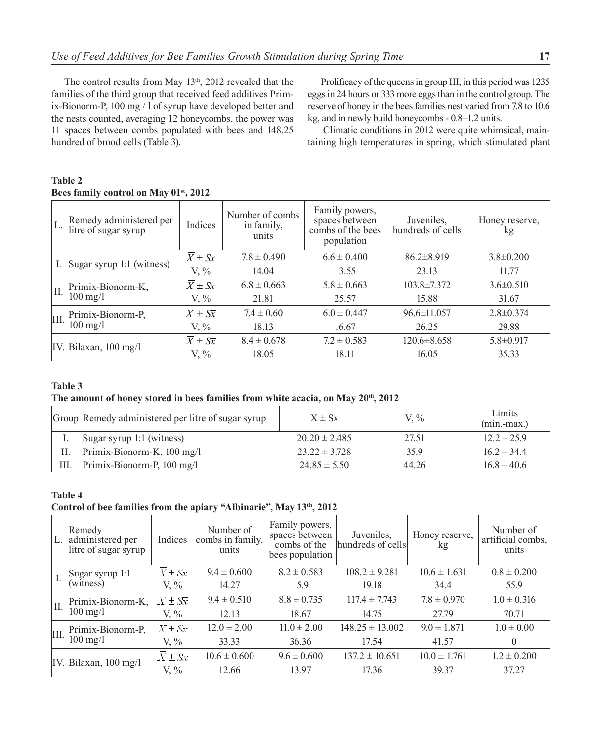The control results from May 13[th], 2012 revealed that the families of the third group that received feed additives Primix-Bionorm-P, 100 mg / l of syrup have developed better and the nests counted, averaging 12 honeycombs, the power was 11 spaces between combs populated with bees and 148.25 hundred of brood cells (Table 3).

Prolificacy of the queens in group III, in this period was 1235 eggs in 24 hours or 333 more eggs than in the control group. The reserve of honey in the bees families nest varied from 7.8 to 10.6 kg, and in newly build honeycombs - 0.8–1.2 units.

Climatic conditions in 2012 were quite whimsical, maintaining high temperatures in spring, which stimulated plant

**Table 2**
**Bees family control on May 01[st], 2012**

| L. | Remedy administered per litre of sugar syrup | Indices | Number of combs in family, units | Family powers, spaces between combs of the bees population | Juveniles, hundreds of cells | Honey reserve, kg |
|---|---|---|---|---|---|---|
| I. | Sugar syrup 1:1 (witness) | $\overline{X} \pm S\overline{x}$ | 7.8 ± 0.490 | 6.6 ± 0.400 | 86.2±8.919 | 3.8±0.200 |
| | | V, % | 14.04 | 13.55 | 23.13 | 11.77 |
| II. | Primix-Bionorm-K, 100 mg/l | $\overline{X} \pm S\overline{x}$ | 6.8 ± 0.663 | 5.8 ± 0.663 | 103.8±7.372 | 3.6±0.510 |
| | | V, % | 21.81 | 25.57 | 15.88 | 31.67 |
| III. | Primix-Bionorm-P, 100 mg/l | $\overline{X} \pm S\overline{x}$ | 7.4 ± 0.60 | 6.0 ± 0.447 | 96.6±11.057 | 2.8±0.374 |
| | | V, % | 18.13 | 16.67 | 26.25 | 29.88 |
| IV. | Bilaxan, 100 mg/l | $\overline{X} \pm S\overline{x}$ | 8.4 ± 0.678 | 7.2 ± 0.583 | 120.6±8.658 | 5.8±0.917 |
| | | V, % | 18.05 | 18.11 | 16.05 | 35.33 |

**Table 3**
**The amount of honey stored in bees families from white acacia, on May 20[th], 2012**

| Group | Remedy administered per litre of sugar syrup | X ± Sx | V, % | Limits (min.-max.) |
|---|---|---|---|---|
| I. | Sugar syrup 1:1 (witness) | 20.20 ± 2.485 | 27.51 | 12.2 – 25.9 |
| II. | Primix-Bionorm-K, 100 mg/l | 23.22 ± 3.728 | 35.9 | 16.2 – 34.4 |
| III. | Primix-Bionorm-P, 100 mg/l | 24.85 ± 5.50 | 44.26 | 16.8 – 40.6 |

**Table 4**
**Control of bee families from the apiary "Albinarie", May 13[th], 2012**

| L. | Remedy administered per litre of sugar syrup | Indices | Number of combs in family, units | Family powers, spaces between combs of the bees population | Juveniles, hundreds of cells | Honey reserve, kg | Number of artificial combs, units |
|---|---|---|---|---|---|---|---|
| I. | Sugar syrup 1:1 (witness) | $\overline{X} \pm S\overline{x}$ | 9.4 ± 0.600 | 8.2 ± 0.583 | 108.2 ± 9.281 | 10.6 ± 1.631 | 0.8 ± 0.200 |
| | | V, % | 14.27 | 15.9 | 19.18 | 34.4 | 55.9 |
| II. | Primix-Bionorm-K, 100 mg/l | $\overline{X} \pm S\overline{x}$ | 9.4 ± 0.510 | 8.8 ± 0.735 | 117.4 ± 7.743 | 7.8 ± 0.970 | 1.0 ± 0.316 |
| | | V, % | 12.13 | 18.67 | 14.75 | 27.79 | 70.71 |
| III. | Primix-Bionorm-P, 100 mg/l | $\overline{X} \pm S\overline{x}$ | 12.0 ± 2.00 | 11.0 ± 2.00 | 148.25 ± 13.002 | 9.0 ± 1.871 | 1.0 ± 0.00 |
| | | V, % | 33.33 | 36.36 | 17.54 | 41.57 | 0 |
| IV. | Bilaxan, 100 mg/l | $\overline{X} \pm S\overline{x}$ | 10.6 ± 0.600 | 9.6 ± 0.600 | 137.2 ± 10.651 | 10.0 ± 1.761 | 1.2 ± 0.200 |
| | | V, % | 12.66 | 13.97 | 17.36 | 39.37 | 37.27 |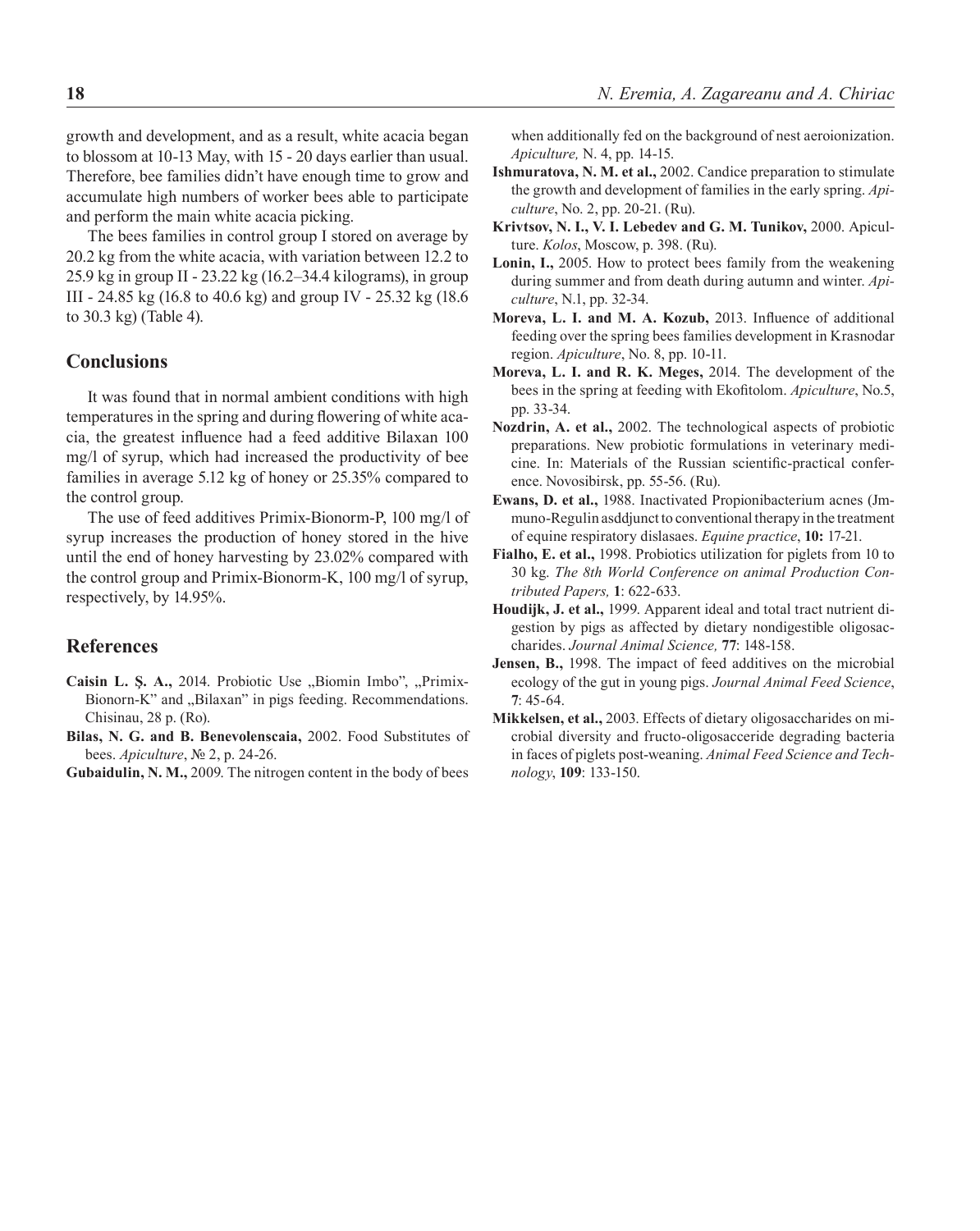growth and development, and as a result, white acacia began to blossom at 10-13 May, with 15 - 20 days earlier than usual. Therefore, bee families didn't have enough time to grow and accumulate high numbers of worker bees able to participate and perform the main white acacia picking.

The bees families in control group I stored on average by 20.2 kg from the white acacia, with variation between 12.2 to 25.9 kg in group II - 23.22 kg (16.2–34.4 kilograms), in group III - 24.85 kg (16.8 to 40.6 kg) and group IV - 25.32 kg (18.6 to 30.3 kg) (Table 4).

## Conclusions

It was found that in normal ambient conditions with high temperatures in the spring and during flowering of white acacia, the greatest influence had a feed additive Bilaxan 100 mg/l of syrup, which had increased the productivity of bee families in average 5.12 kg of honey or 25.35% compared to the control group.

The use of feed additives Primix-Bionorm-P, 100 mg/l of syrup increases the production of honey stored in the hive until the end of honey harvesting by 23.02% compared with the control group and Primix-Bionorm-K, 100 mg/l of syrup, respectively, by 14.95%.

## References

**Caisin L. Ș. A.,** 2014. Probiotic Use „Biomin Imbo", „Primix-Bionorn-K" and „Bilaxan" in pigs feeding. Recommendations. Chisinau, 28 p. (Ro).

**Bilas, N. G. and B. Benevolenscaia,** 2002. Food Substitutes of bees. *Apiculture*, № 2, p. 24-26.

**Gubaidulin, N. M.,** 2009. The nitrogen content in the body of bees when additionally fed on the background of nest aeroionization. *Apiculture,* N. 4, pp. 14-15.

**Ishmuratova, N. M. et al.,** 2002. Candice preparation to stimulate the growth and development of families in the early spring. *Apiculture*, No. 2, pp. 20-21. (Ru).

**Krivtsov, N. I., V. I. Lebedev and G. M. Tunikov,** 2000. Apiculture. *Kolos*, Moscow, p. 398. (Ru).

**Lonin, I.,** 2005. How to protect bees family from the weakening during summer and from death during autumn and winter. *Apiculture*, N.1, pp. 32-34.

**Moreva, L. I. and M. A. Kozub,** 2013. Influence of additional feeding over the spring bees families development in Krasnodar region. *Apiculture*, No. 8, pp. 10-11.

**Moreva, L. I. and R. K. Meges,** 2014. The development of the bees in the spring at feeding with Ekofitolom. *Apiculture*, No.5, pp. 33-34.

**Nozdrin, A. et al.,** 2002. The technological aspects of probiotic preparations. New probiotic formulations in veterinary medicine. In: Materials of the Russian scientific-practical conference. Novosibirsk, pp. 55-56. (Ru).

**Ewans, D. et al.,** 1988. Inactivated Propionibacterium acnes (Jmmuno-Regulin asddjunct to conventional therapy in the treatment of equine respiratory dislasaes. *Equine practice*, **10:** 17-21.

**Fialho, E. et al.,** 1998. Probiotics utilization for piglets from 10 to 30 kg. *The 8th World Conference on animal Production Contributed Papers,* **1**: 622-633.

**Houdijk, J. et al.,** 1999. Apparent ideal and total tract nutrient digestion by pigs as affected by dietary nondigestible oligosaccharides. *Journal Animal Science,* **77**: 148-158.

**Jensen, B.,** 1998. The impact of feed additives on the microbial ecology of the gut in young pigs. *Journal Animal Feed Science*, **7**: 45-64.

**Mikkelsen, et al.,** 2003. Effects of dietary oligosaccharides on microbial diversity and fructo-oligosacceride degrading bacteria in faces of piglets post-weaning. *Animal Feed Science and Technology*, **109**: 133-150.